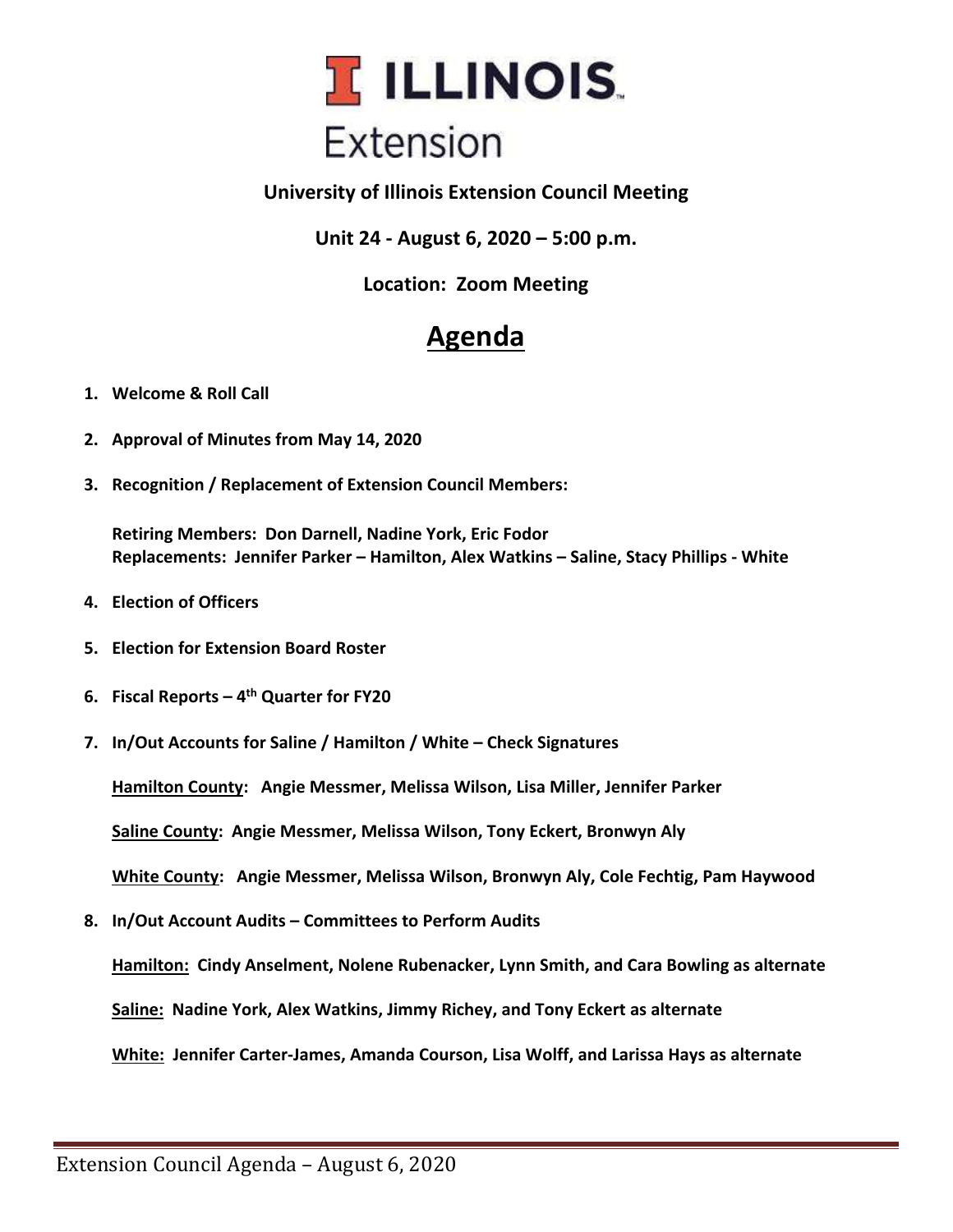I ILLINOIS
Extension

**University of Illinois Extension Council Meeting**

**Unit 24 - August 6, 2020 – 5:00 p.m.**

**Location: Zoom Meeting**

# Agenda

1. **Welcome & Roll Call**

2. **Approval of Minutes from May 14, 2020**

3. **Recognition / Replacement of Extension Council Members:**

   **Retiring Members: Don Darnell, Nadine York, Eric Fodor**
   **Replacements: Jennifer Parker – Hamilton, Alex Watkins – Saline, Stacy Phillips - White**

4. **Election of Officers**

5. **Election for Extension Board Roster**

6. **Fiscal Reports – 4th Quarter for FY20**

7. **In/Out Accounts for Saline / Hamilton / White – Check Signatures**

   **Hamilton County: Angie Messmer, Melissa Wilson, Lisa Miller, Jennifer Parker**

   **Saline County: Angie Messmer, Melissa Wilson, Tony Eckert, Bronwyn Aly**

   **White County: Angie Messmer, Melissa Wilson, Bronwyn Aly, Cole Fechtig, Pam Haywood**

8. **In/Out Account Audits – Committees to Perform Audits**

   **Hamilton: Cindy Anselment, Nolene Rubenacker, Lynn Smith, and Cara Bowling as alternate**

   **Saline: Nadine York, Alex Watkins, Jimmy Richey, and Tony Eckert as alternate**

   **White: Jennifer Carter-James, Amanda Courson, Lisa Wolff, and Larissa Hays as alternate**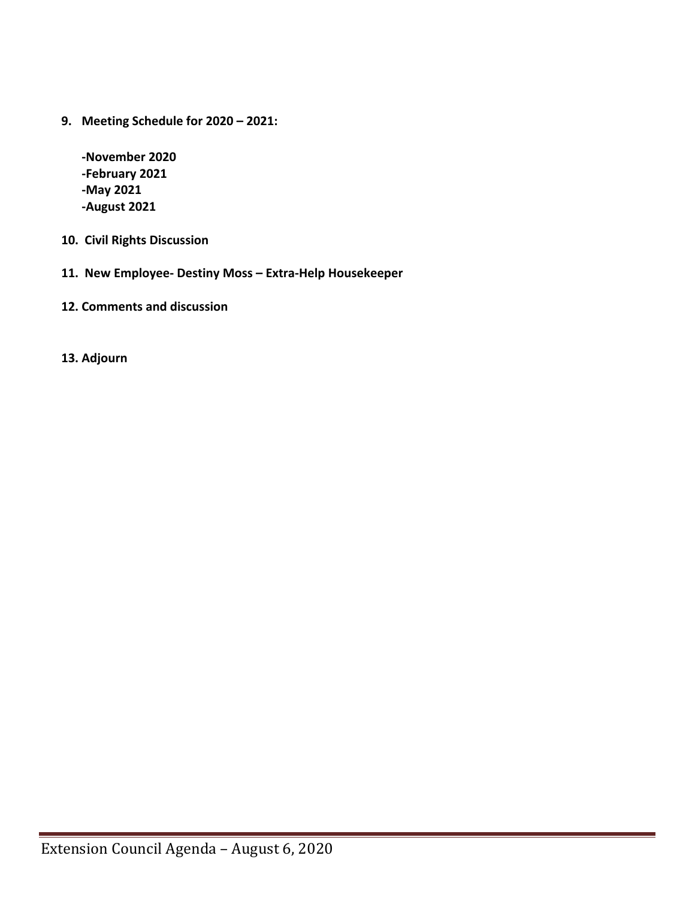9. **Meeting Schedule for 2020 – 2021:**

   **-November 2020**
   **-February 2021**
   **-May 2021**
   **-August 2021**

10. **Civil Rights Discussion**

11. **New Employee- Destiny Moss – Extra-Help Housekeeper**

12. **Comments and discussion**

13. **Adjourn**